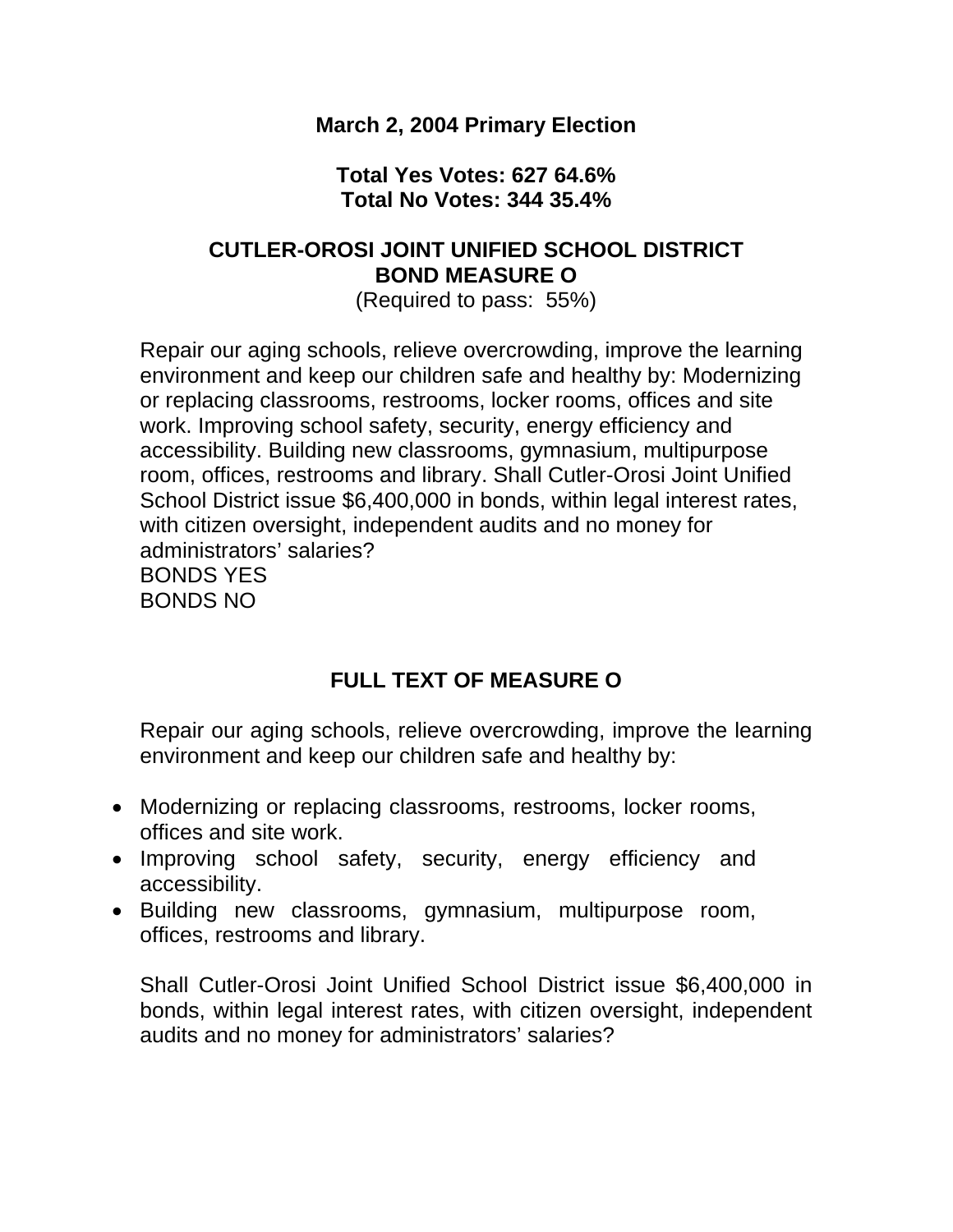**March 2, 2004 Primary Election**

**Total Yes Votes: 627 64.6%**
**Total No Votes: 344 35.4%**

## CUTLER-OROSI JOINT UNIFIED SCHOOL DISTRICT BOND MEASURE O

(Required to pass: 55%)

Repair our aging schools, relieve overcrowding, improve the learning environment and keep our children safe and healthy by: Modernizing or replacing classrooms, restrooms, locker rooms, offices and site work. Improving school safety, security, energy efficiency and accessibility. Building new classrooms, gymnasium, multipurpose room, offices, restrooms and library. Shall Cutler-Orosi Joint Unified School District issue $6,400,000 in bonds, within legal interest rates, with citizen oversight, independent audits and no money for administrators' salaries?
BONDS YES
BONDS NO

## FULL TEXT OF MEASURE O

Repair our aging schools, relieve overcrowding, improve the learning environment and keep our children safe and healthy by:

- Modernizing or replacing classrooms, restrooms, locker rooms, offices and site work.
- Improving school safety, security, energy efficiency and accessibility.
- Building new classrooms, gymnasium, multipurpose room, offices, restrooms and library.

Shall Cutler-Orosi Joint Unified School District issue $6,400,000 in bonds, within legal interest rates, with citizen oversight, independent audits and no money for administrators' salaries?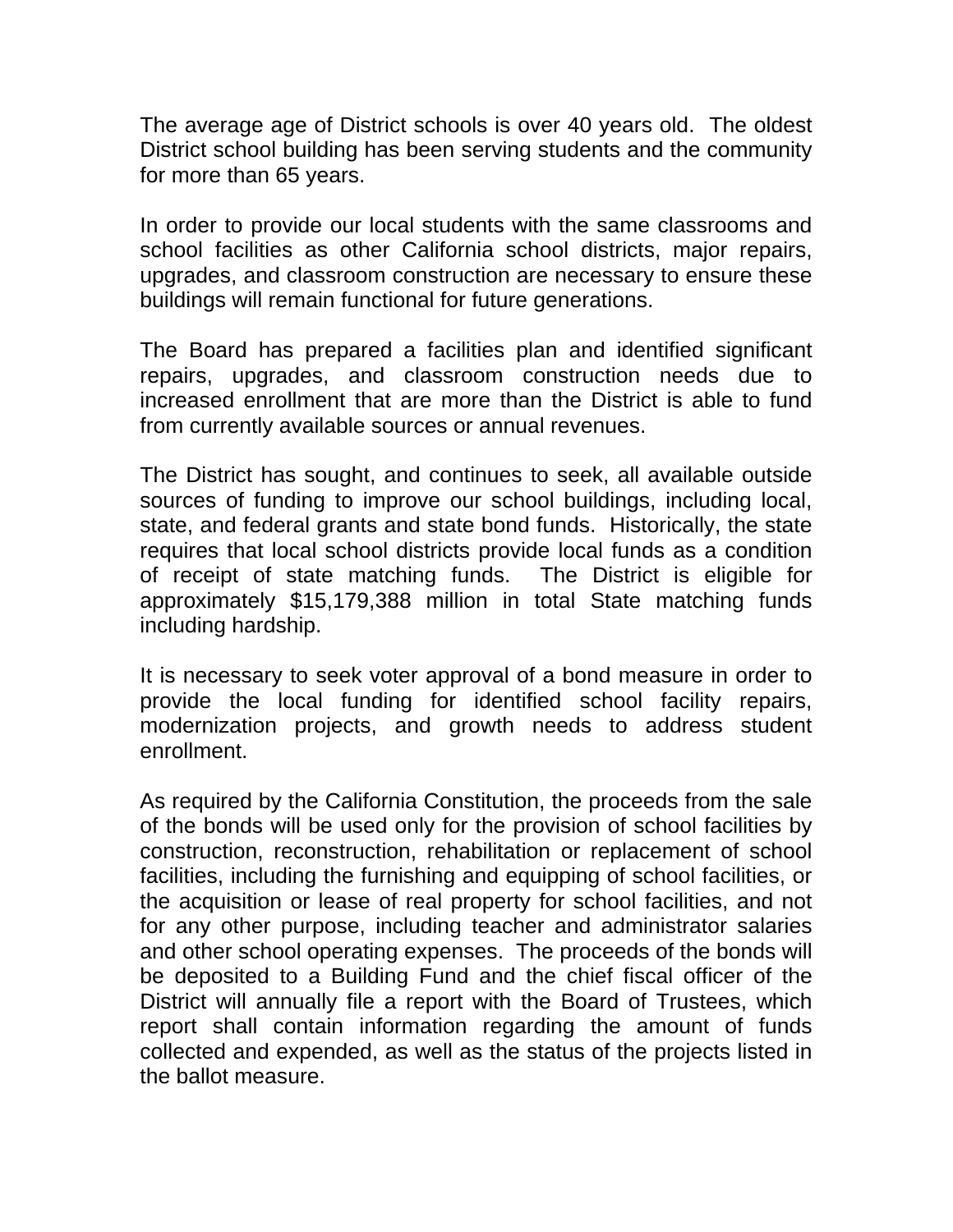The average age of District schools is over 40 years old.  The oldest District school building has been serving students and the community for more than 65 years.

In order to provide our local students with the same classrooms and school facilities as other California school districts, major repairs, upgrades, and classroom construction are necessary to ensure these buildings will remain functional for future generations.

The Board has prepared a facilities plan and identified significant repairs, upgrades, and classroom construction needs due to increased enrollment that are more than the District is able to fund from currently available sources or annual revenues.

The District has sought, and continues to seek, all available outside sources of funding to improve our school buildings, including local, state, and federal grants and state bond funds.  Historically, the state requires that local school districts provide local funds as a condition of receipt of state matching funds.  The District is eligible for approximately $15,179,388 million in total State matching funds including hardship.

It is necessary to seek voter approval of a bond measure in order to provide the local funding for identified school facility repairs, modernization projects, and growth needs to address student enrollment.

As required by the California Constitution, the proceeds from the sale of the bonds will be used only for the provision of school facilities by construction, reconstruction, rehabilitation or replacement of school facilities, including the furnishing and equipping of school facilities, or the acquisition or lease of real property for school facilities, and not for any other purpose, including teacher and administrator salaries and other school operating expenses.  The proceeds of the bonds will be deposited to a Building Fund and the chief fiscal officer of the District will annually file a report with the Board of Trustees, which report shall contain information regarding the amount of funds collected and expended, as well as the status of the projects listed in the ballot measure.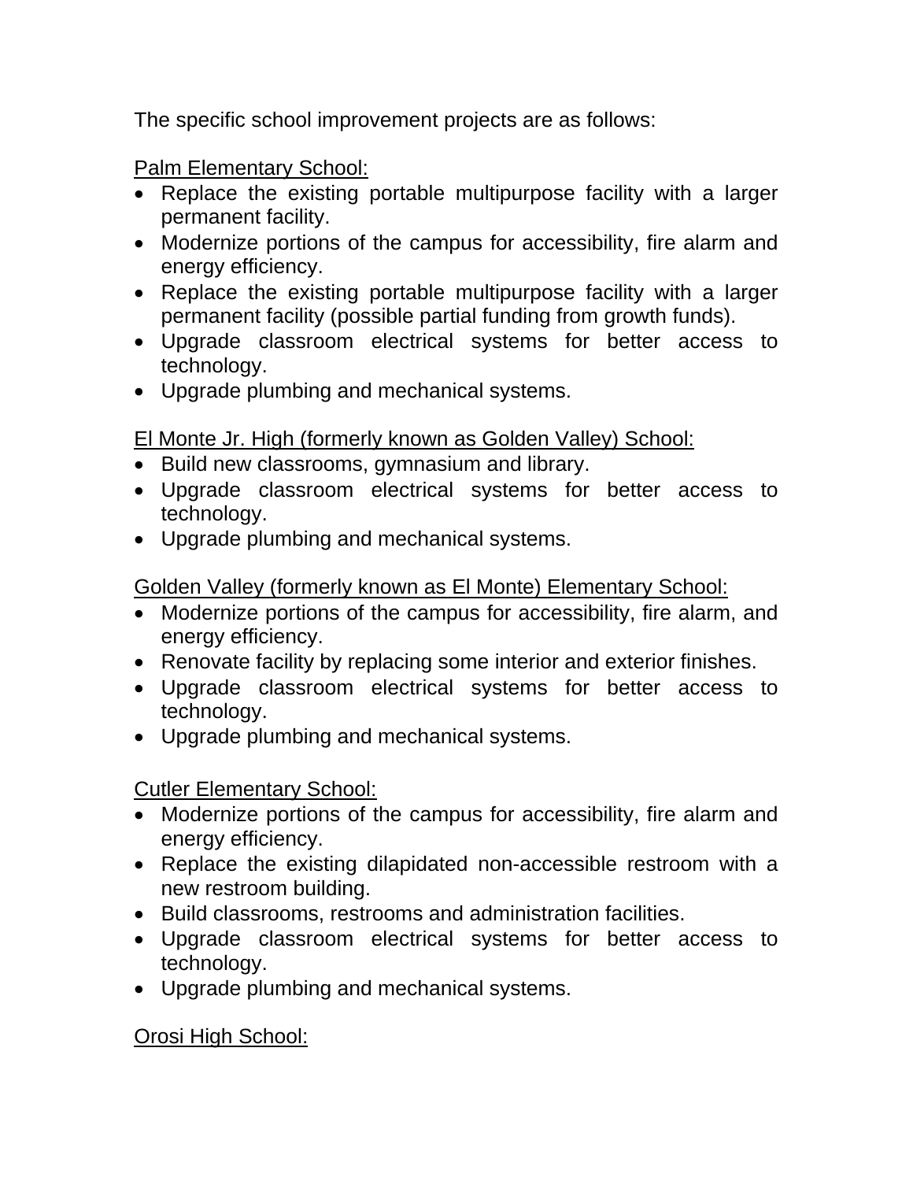The specific school improvement projects are as follows:

Palm Elementary School:

- Replace the existing portable multipurpose facility with a larger permanent facility.
- Modernize portions of the campus for accessibility, fire alarm and energy efficiency.
- Replace the existing portable multipurpose facility with a larger permanent facility (possible partial funding from growth funds).
- Upgrade classroom electrical systems for better access to technology.
- Upgrade plumbing and mechanical systems.

El Monte Jr. High (formerly known as Golden Valley) School:

- Build new classrooms, gymnasium and library.
- Upgrade classroom electrical systems for better access to technology.
- Upgrade plumbing and mechanical systems.

Golden Valley (formerly known as El Monte) Elementary School:

- Modernize portions of the campus for accessibility, fire alarm, and energy efficiency.
- Renovate facility by replacing some interior and exterior finishes.
- Upgrade classroom electrical systems for better access to technology.
- Upgrade plumbing and mechanical systems.

Cutler Elementary School:

- Modernize portions of the campus for accessibility, fire alarm and energy efficiency.
- Replace the existing dilapidated non-accessible restroom with a new restroom building.
- Build classrooms, restrooms and administration facilities.
- Upgrade classroom electrical systems for better access to technology.
- Upgrade plumbing and mechanical systems.

Orosi High School: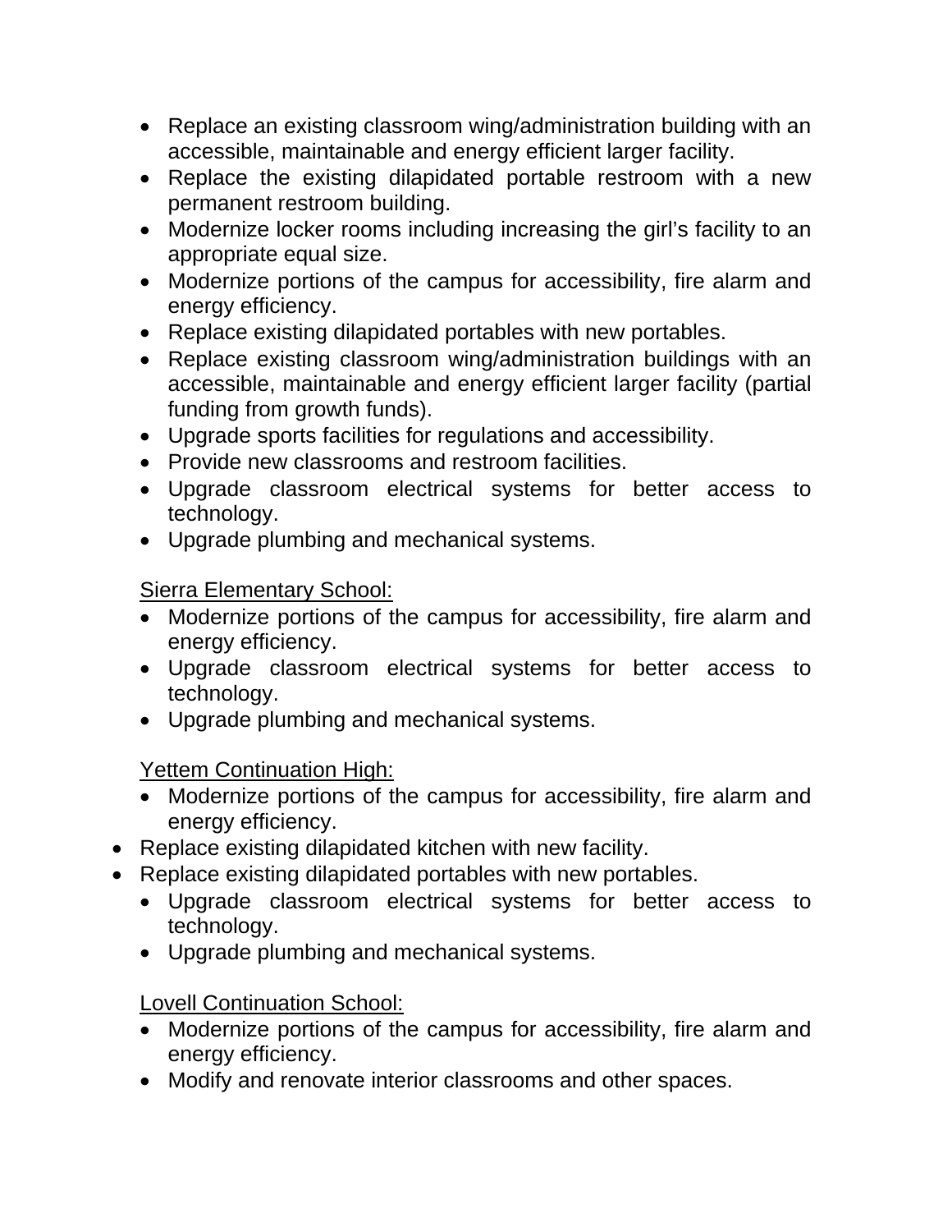- Replace an existing classroom wing/administration building with an accessible, maintainable and energy efficient larger facility.
- Replace the existing dilapidated portable restroom with a new permanent restroom building.
- Modernize locker rooms including increasing the girl's facility to an appropriate equal size.
- Modernize portions of the campus for accessibility, fire alarm and energy efficiency.
- Replace existing dilapidated portables with new portables.
- Replace existing classroom wing/administration buildings with an accessible, maintainable and energy efficient larger facility (partial funding from growth funds).
- Upgrade sports facilities for regulations and accessibility.
- Provide new classrooms and restroom facilities.
- Upgrade classroom electrical systems for better access to technology.
- Upgrade plumbing and mechanical systems.

<u>Sierra Elementary School:</u>

- Modernize portions of the campus for accessibility, fire alarm and energy efficiency.
- Upgrade classroom electrical systems for better access to technology.
- Upgrade plumbing and mechanical systems.

<u>Yettem Continuation High:</u>

- Modernize portions of the campus for accessibility, fire alarm and energy efficiency.
- Replace existing dilapidated kitchen with new facility.
- Replace existing dilapidated portables with new portables.
- Upgrade classroom electrical systems for better access to technology.
- Upgrade plumbing and mechanical systems.

<u>Lovell Continuation School:</u>

- Modernize portions of the campus for accessibility, fire alarm and energy efficiency.
- Modify and renovate interior classrooms and other spaces.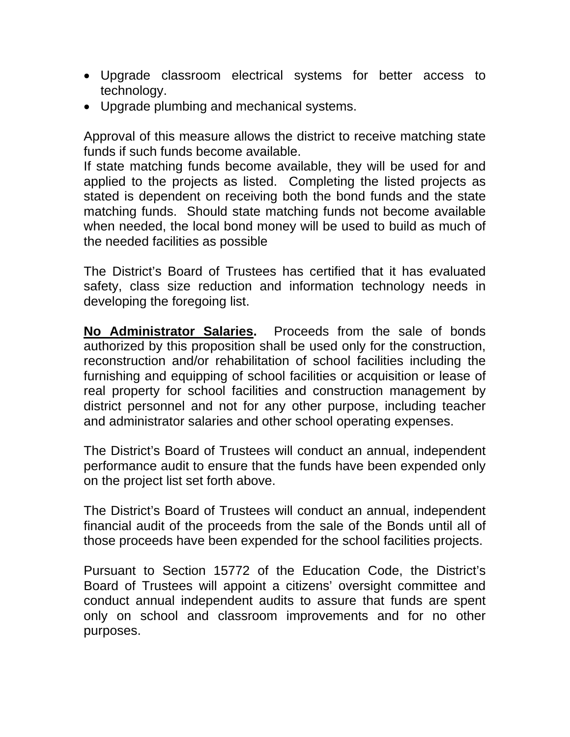- Upgrade classroom electrical systems for better access to technology.
- Upgrade plumbing and mechanical systems.

Approval of this measure allows the district to receive matching state funds if such funds become available.
If state matching funds become available, they will be used for and applied to the projects as listed. Completing the listed projects as stated is dependent on receiving both the bond funds and the state matching funds. Should state matching funds not become available when needed, the local bond money will be used to build as much of the needed facilities as possible

The District's Board of Trustees has certified that it has evaluated safety, class size reduction and information technology needs in developing the foregoing list.

**No Administrator Salaries.** Proceeds from the sale of bonds authorized by this proposition shall be used only for the construction, reconstruction and/or rehabilitation of school facilities including the furnishing and equipping of school facilities or acquisition or lease of real property for school facilities and construction management by district personnel and not for any other purpose, including teacher and administrator salaries and other school operating expenses.

The District's Board of Trustees will conduct an annual, independent performance audit to ensure that the funds have been expended only on the project list set forth above.

The District's Board of Trustees will conduct an annual, independent financial audit of the proceeds from the sale of the Bonds until all of those proceeds have been expended for the school facilities projects.

Pursuant to Section 15772 of the Education Code, the District's Board of Trustees will appoint a citizens' oversight committee and conduct annual independent audits to assure that funds are spent only on school and classroom improvements and for no other purposes.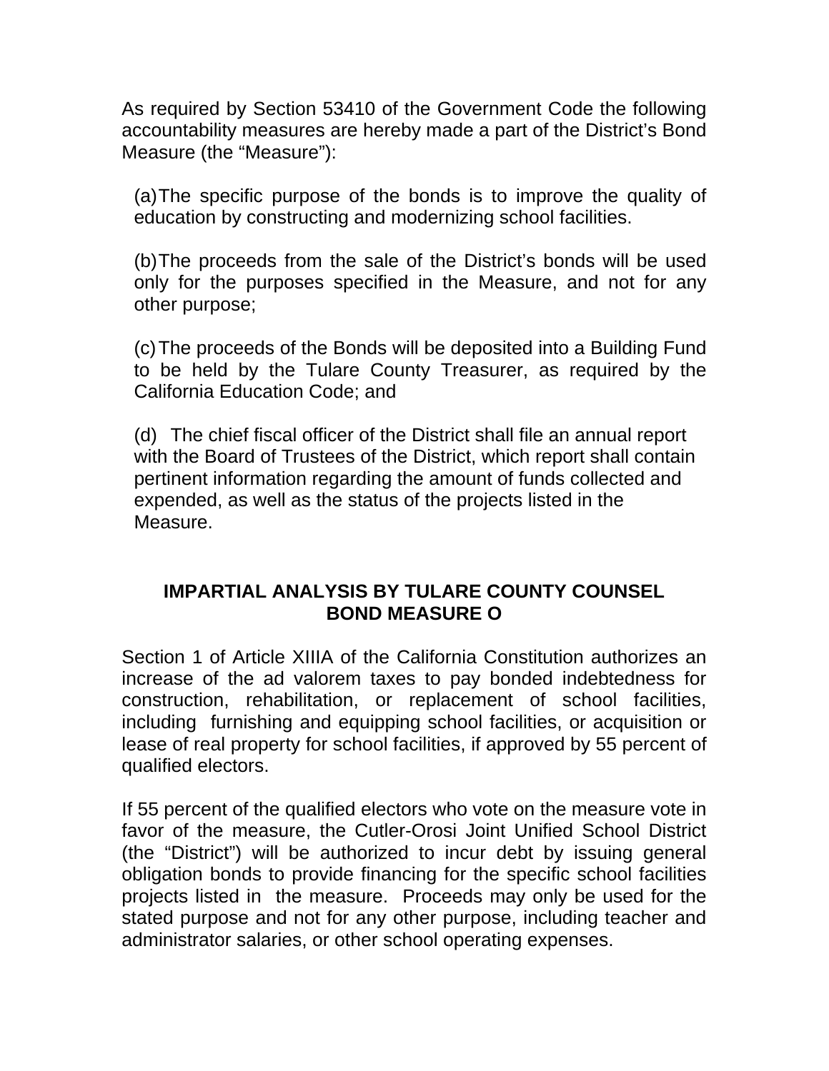As required by Section 53410 of the Government Code the following accountability measures are hereby made a part of the District's Bond Measure (the "Measure"):

(a) The specific purpose of the bonds is to improve the quality of education by constructing and modernizing school facilities.

(b) The proceeds from the sale of the District's bonds will be used only for the purposes specified in the Measure, and not for any other purpose;

(c) The proceeds of the Bonds will be deposited into a Building Fund to be held by the Tulare County Treasurer, as required by the California Education Code; and

(d) The chief fiscal officer of the District shall file an annual report with the Board of Trustees of the District, which report shall contain pertinent information regarding the amount of funds collected and expended, as well as the status of the projects listed in the Measure.

## IMPARTIAL ANALYSIS BY TULARE COUNTY COUNSEL
## BOND MEASURE O

Section 1 of Article XIIIA of the California Constitution authorizes an increase of the ad valorem taxes to pay bonded indebtedness for construction, rehabilitation, or replacement of school facilities, including furnishing and equipping school facilities, or acquisition or lease of real property for school facilities, if approved by 55 percent of qualified electors.

If 55 percent of the qualified electors who vote on the measure vote in favor of the measure, the Cutler-Orosi Joint Unified School District (the "District") will be authorized to incur debt by issuing general obligation bonds to provide financing for the specific school facilities projects listed in the measure. Proceeds may only be used for the stated purpose and not for any other purpose, including teacher and administrator salaries, or other school operating expenses.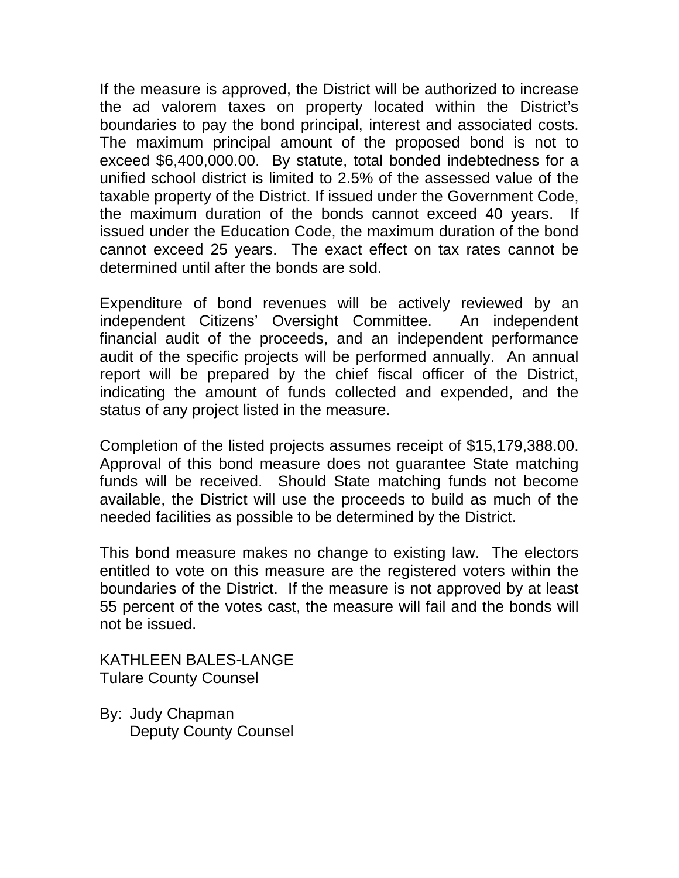If the measure is approved, the District will be authorized to increase the ad valorem taxes on property located within the District's boundaries to pay the bond principal, interest and associated costs. The maximum principal amount of the proposed bond is not to exceed $6,400,000.00. By statute, total bonded indebtedness for a unified school district is limited to 2.5% of the assessed value of the taxable property of the District. If issued under the Government Code, the maximum duration of the bonds cannot exceed 40 years. If issued under the Education Code, the maximum duration of the bond cannot exceed 25 years. The exact effect on tax rates cannot be determined until after the bonds are sold.

Expenditure of bond revenues will be actively reviewed by an independent Citizens' Oversight Committee. An independent financial audit of the proceeds, and an independent performance audit of the specific projects will be performed annually. An annual report will be prepared by the chief fiscal officer of the District, indicating the amount of funds collected and expended, and the status of any project listed in the measure.

Completion of the listed projects assumes receipt of $15,179,388.00. Approval of this bond measure does not guarantee State matching funds will be received. Should State matching funds not become available, the District will use the proceeds to build as much of the needed facilities as possible to be determined by the District.

This bond measure makes no change to existing law. The electors entitled to vote on this measure are the registered voters within the boundaries of the District. If the measure is not approved by at least 55 percent of the votes cast, the measure will fail and the bonds will not be issued.

KATHLEEN BALES-LANGE
Tulare County Counsel

By: Judy Chapman
Deputy County Counsel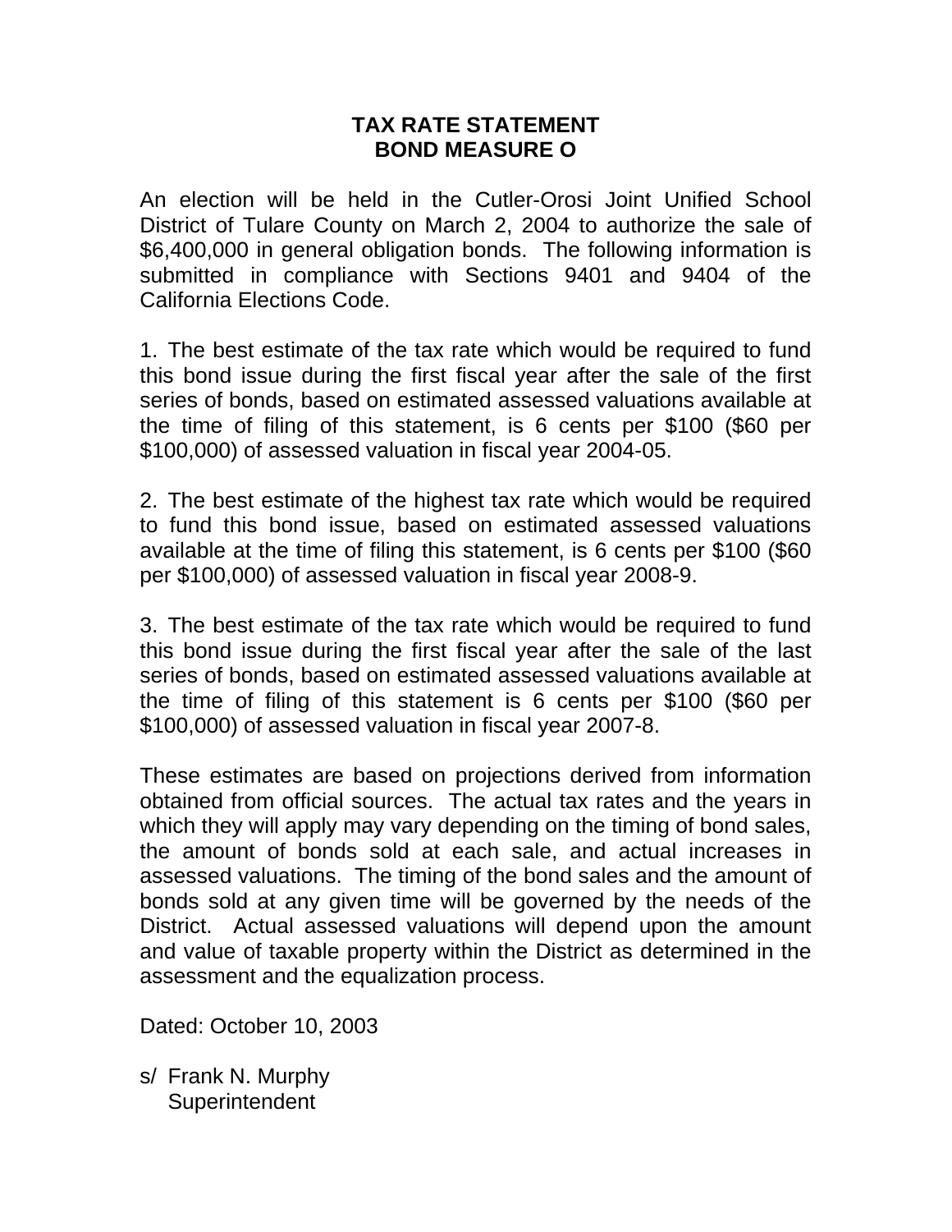# TAX RATE STATEMENT
# BOND MEASURE O

An election will be held in the Cutler-Orosi Joint Unified School District of Tulare County on March 2, 2004 to authorize the sale of $6,400,000 in general obligation bonds. The following information is submitted in compliance with Sections 9401 and 9404 of the California Elections Code.

1. The best estimate of the tax rate which would be required to fund this bond issue during the first fiscal year after the sale of the first series of bonds, based on estimated assessed valuations available at the time of filing of this statement, is 6 cents per $100 ($60 per $100,000) of assessed valuation in fiscal year 2004-05.

2. The best estimate of the highest tax rate which would be required to fund this bond issue, based on estimated assessed valuations available at the time of filing this statement, is 6 cents per $100 ($60 per $100,000) of assessed valuation in fiscal year 2008-9.

3. The best estimate of the tax rate which would be required to fund this bond issue during the first fiscal year after the sale of the last series of bonds, based on estimated assessed valuations available at the time of filing of this statement is 6 cents per $100 ($60 per $100,000) of assessed valuation in fiscal year 2007-8.

These estimates are based on projections derived from information obtained from official sources. The actual tax rates and the years in which they will apply may vary depending on the timing of bond sales, the amount of bonds sold at each sale, and actual increases in assessed valuations. The timing of the bond sales and the amount of bonds sold at any given time will be governed by the needs of the District. Actual assessed valuations will depend upon the amount and value of taxable property within the District as determined in the assessment and the equalization process.

Dated: October 10, 2003

s/ Frank N. Murphy
Superintendent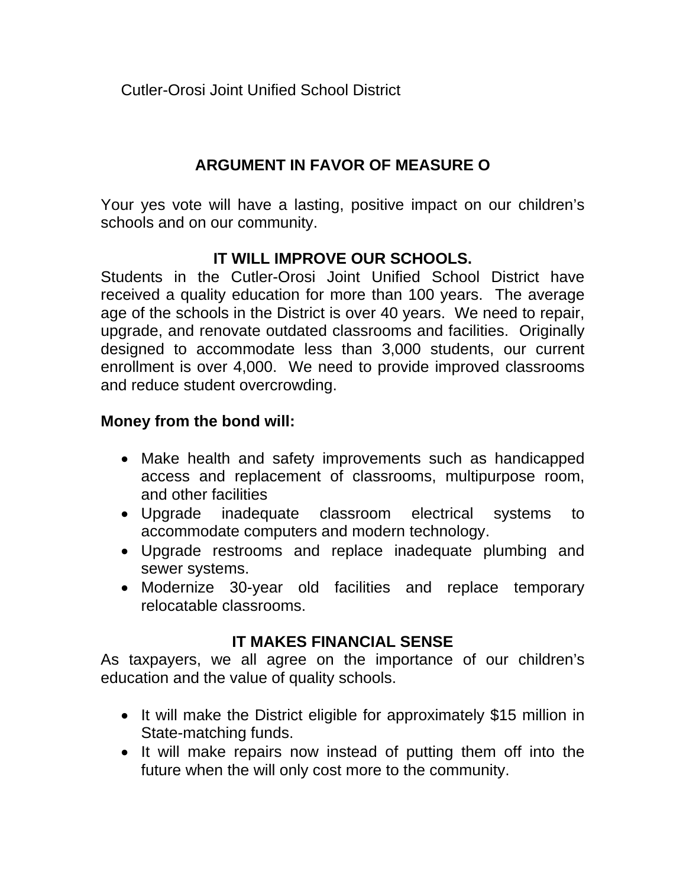Cutler-Orosi Joint Unified School District

## ARGUMENT IN FAVOR OF MEASURE O

Your yes vote will have a lasting, positive impact on our children's schools and on our community.

### IT WILL IMPROVE OUR SCHOOLS.

Students in the Cutler-Orosi Joint Unified School District have received a quality education for more than 100 years. The average age of the schools in the District is over 40 years. We need to repair, upgrade, and renovate outdated classrooms and facilities. Originally designed to accommodate less than 3,000 students, our current enrollment is over 4,000. We need to provide improved classrooms and reduce student overcrowding.

**Money from the bond will:**

- Make health and safety improvements such as handicapped access and replacement of classrooms, multipurpose room, and other facilities
- Upgrade inadequate classroom electrical systems to accommodate computers and modern technology.
- Upgrade restrooms and replace inadequate plumbing and sewer systems.
- Modernize 30-year old facilities and replace temporary relocatable classrooms.

### IT MAKES FINANCIAL SENSE

As taxpayers, we all agree on the importance of our children's education and the value of quality schools.

- It will make the District eligible for approximately $15 million in State-matching funds.
- It will make repairs now instead of putting them off into the future when the will only cost more to the community.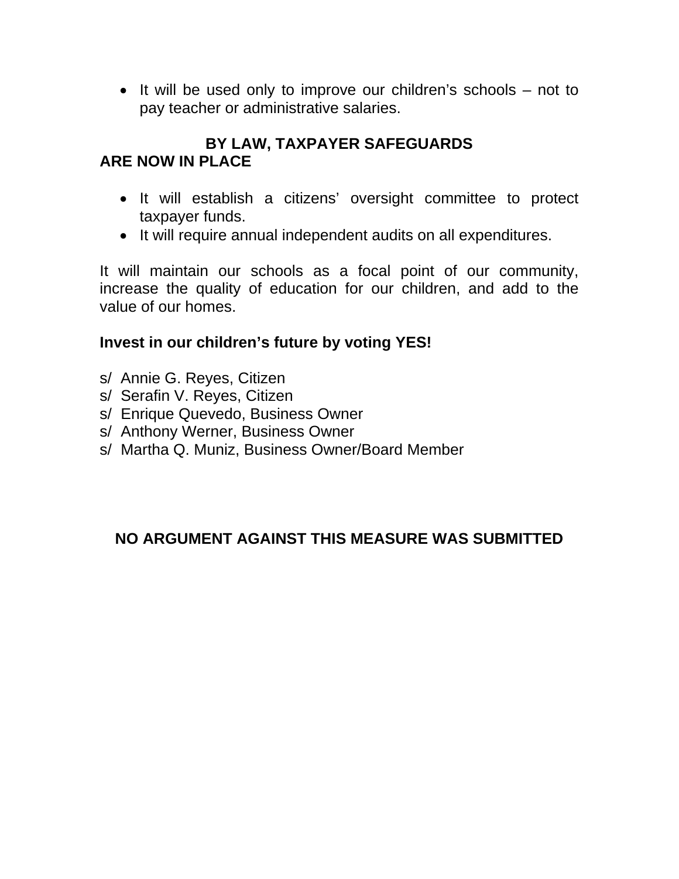- It will be used only to improve our children's schools – not to pay teacher or administrative salaries.

**BY LAW, TAXPAYER SAFEGUARDS ARE NOW IN PLACE**

- It will establish a citizens' oversight committee to protect taxpayer funds.
- It will require annual independent audits on all expenditures.

It will maintain our schools as a focal point of our community, increase the quality of education for our children, and add to the value of our homes.

**Invest in our children's future by voting YES!**

s/ Annie G. Reyes, Citizen
s/ Serafin V. Reyes, Citizen
s/ Enrique Quevedo, Business Owner
s/ Anthony Werner, Business Owner
s/ Martha Q. Muniz, Business Owner/Board Member

**NO ARGUMENT AGAINST THIS MEASURE WAS SUBMITTED**